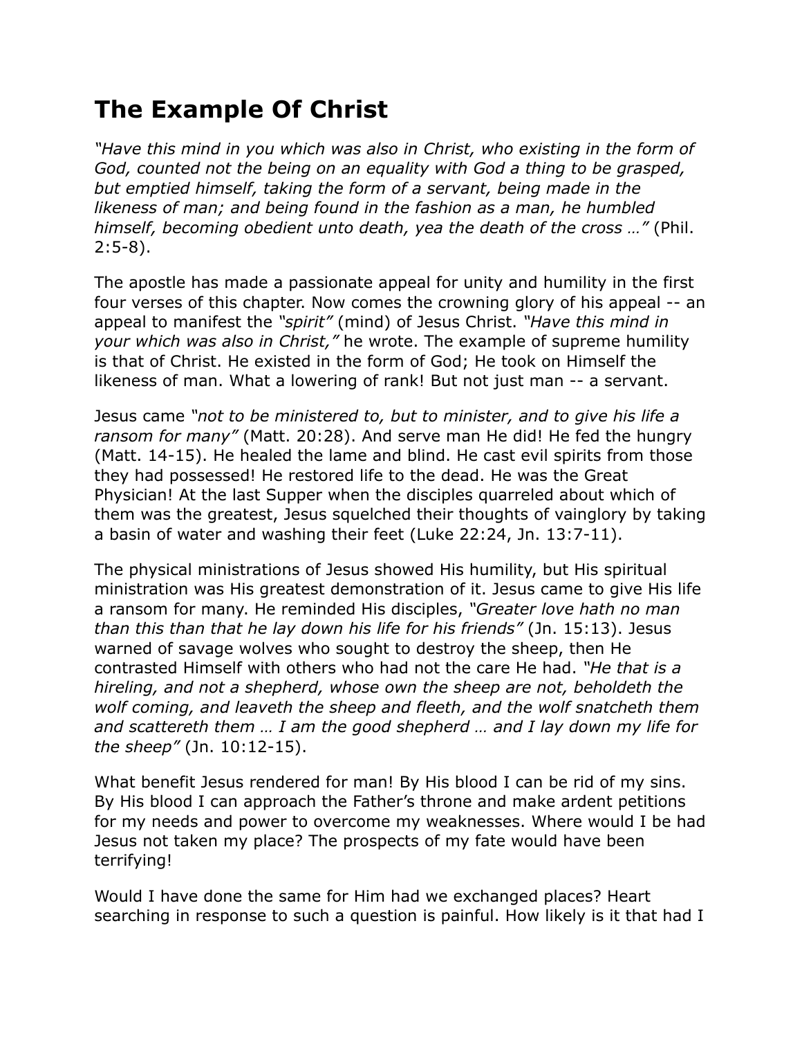# The Example Of Christ

*"Have this mind in you which was also in Christ, who existing in the form of God, counted not the being on an equality with God a thing to be grasped, but emptied himself, taking the form of a servant, being made in the likeness of man; and being found in the fashion as a man, he humbled himself, becoming obedient unto death, yea the death of the cross …"* (Phil. 2:5-8).

The apostle has made a passionate appeal for unity and humility in the first four verses of this chapter. Now comes the crowning glory of his appeal -- an appeal to manifest the *"spirit"* (mind) of Jesus Christ. *"Have this mind in your which was also in Christ,"* he wrote. The example of supreme humility is that of Christ. He existed in the form of God; He took on Himself the likeness of man. What a lowering of rank! But not just man -- a servant.

Jesus came *"not to be ministered to, but to minister, and to give his life a ransom for many"* (Matt. 20:28). And serve man He did! He fed the hungry (Matt. 14-15). He healed the lame and blind. He cast evil spirits from those they had possessed! He restored life to the dead. He was the Great Physician! At the last Supper when the disciples quarreled about which of them was the greatest, Jesus squelched their thoughts of vainglory by taking a basin of water and washing their feet (Luke 22:24, Jn. 13:7-11).

The physical ministrations of Jesus showed His humility, but His spiritual ministration was His greatest demonstration of it. Jesus came to give His life a ransom for many. He reminded His disciples, *"Greater love hath no man than this than that he lay down his life for his friends"* (Jn. 15:13). Jesus warned of savage wolves who sought to destroy the sheep, then He contrasted Himself with others who had not the care He had. *"He that is a hireling, and not a shepherd, whose own the sheep are not, beholdeth the wolf coming, and leaveth the sheep and fleeth, and the wolf snatcheth them and scattereth them … I am the good shepherd … and I lay down my life for the sheep"* (Jn. 10:12-15).

What benefit Jesus rendered for man! By His blood I can be rid of my sins. By His blood I can approach the Father's throne and make ardent petitions for my needs and power to overcome my weaknesses. Where would I be had Jesus not taken my place? The prospects of my fate would have been terrifying!

Would I have done the same for Him had we exchanged places? Heart searching in response to such a question is painful. How likely is it that had I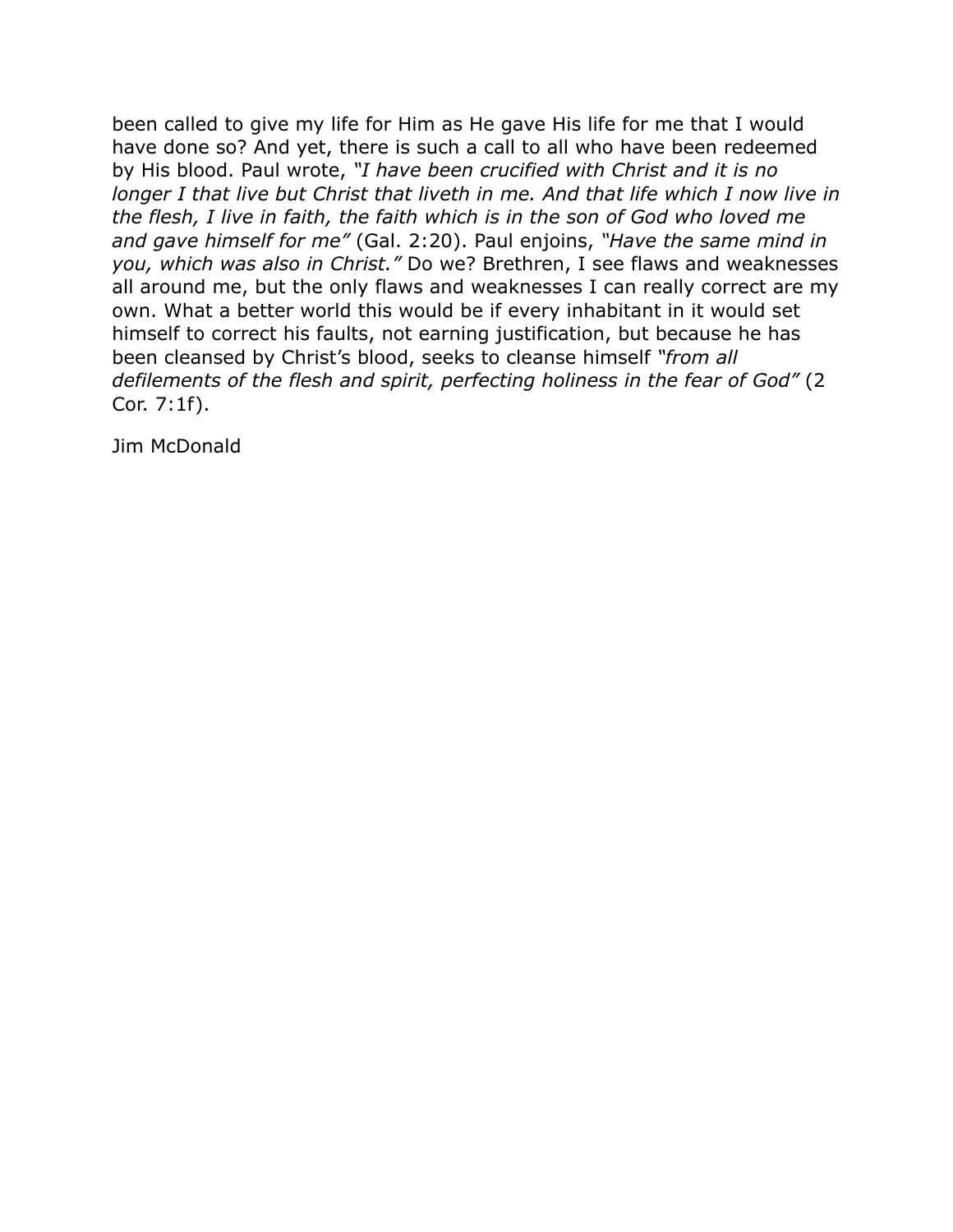been called to give my life for Him as He gave His life for me that I would have done so? And yet, there is such a call to all who have been redeemed by His blood. Paul wrote, *"I have been crucified with Christ and it is no longer I that live but Christ that liveth in me. And that life which I now live in the flesh, I live in faith, the faith which is in the son of God who loved me and gave himself for me"* (Gal. 2:20). Paul enjoins, *"Have the same mind in you, which was also in Christ."* Do we? Brethren, I see flaws and weaknesses all around me, but the only flaws and weaknesses I can really correct are my own. What a better world this would be if every inhabitant in it would set himself to correct his faults, not earning justification, but because he has been cleansed by Christ's blood, seeks to cleanse himself *"from all defilements of the flesh and spirit, perfecting holiness in the fear of God"* (2 Cor. 7:1f).

Jim McDonald